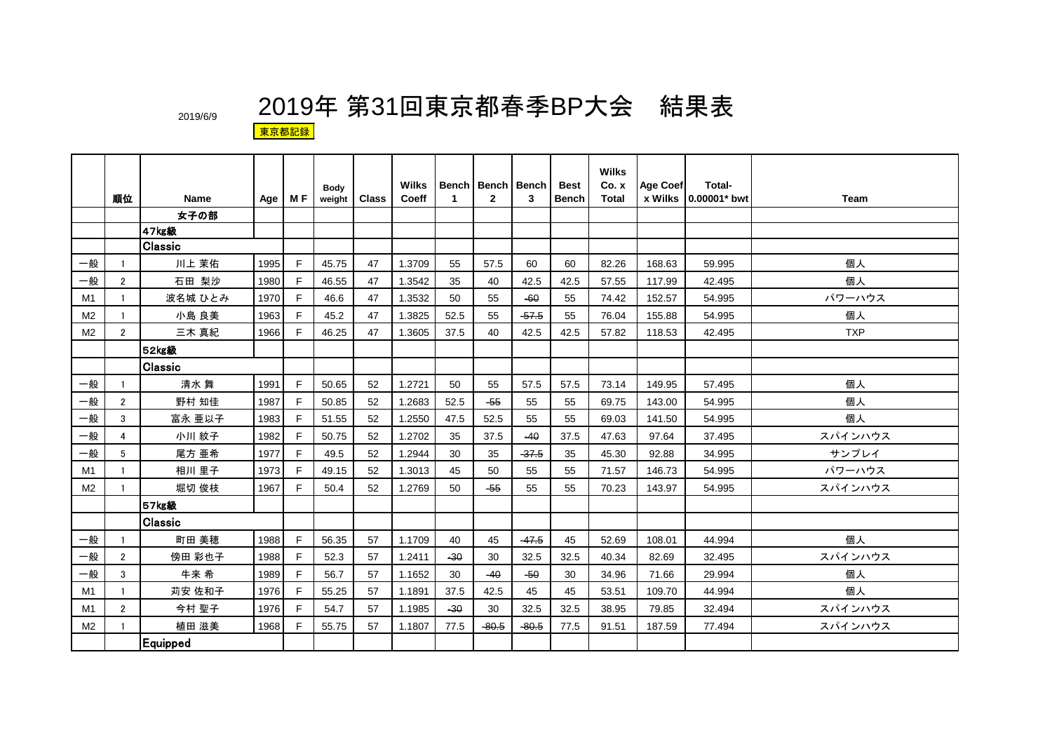2019/6/9

# 2019年 第31回東京都春季BP大会　結果表

東京都記録

| | 順位 | Name | Age | M F | Body weight | Class | Wilks Coeff | Bench 1 | Bench 2 | Bench 3 | Best Bench | Wilks Co. x Total | Age Coef x Wilks | Total-0.00001* bwt | Team |
|---|---|---|---|---|---|---|---|---|---|---|---|---|---|---|---|
| | | 女子の部 | | | | | | | | | | | | | |
| | | 47kg級 | | | | | | | | | | | | | |
| | | Classic | | | | | | | | | | | | | |
| 一般 | 1 | 川上 茉佑 | 1995 | F | 45.75 | 47 | 1.3709 | 55 | 57.5 | 60 | 60 | 82.26 | 168.63 | 59.995 | 個人 |
| 一般 | 2 | 石田 梨沙 | 1980 | F | 46.55 | 47 | 1.3542 | 35 | 40 | 42.5 | 42.5 | 57.55 | 117.99 | 42.495 | 個人 |
| M1 | 1 | 波名城 ひとみ | 1970 | F | 46.6 | 47 | 1.3532 | 50 | 55 | ~~60~~ | 55 | 74.42 | 152.57 | 54.995 | パワーハウス |
| M2 | 1 | 小島 良美 | 1963 | F | 45.2 | 47 | 1.3825 | 52.5 | 55 | ~~57.5~~ | 55 | 76.04 | 155.88 | 54.995 | 個人 |
| M2 | 2 | 三木 真紀 | 1966 | F | 46.25 | 47 | 1.3605 | 37.5 | 40 | 42.5 | 42.5 | 57.82 | 118.53 | 42.495 | TXP |
| | | 52kg級 | | | | | | | | | | | | | |
| | | Classic | | | | | | | | | | | | | |
| 一般 | 1 | 清水 舞 | 1991 | F | 50.65 | 52 | 1.2721 | 50 | 55 | 57.5 | 57.5 | 73.14 | 149.95 | 57.495 | 個人 |
| 一般 | 2 | 野村 知佳 | 1987 | F | 50.85 | 52 | 1.2683 | 52.5 | ~~55~~ | 55 | 55 | 69.75 | 143.00 | 54.995 | 個人 |
| 一般 | 3 | 富永 亜以子 | 1983 | F | 51.55 | 52 | 1.2550 | 47.5 | 52.5 | 55 | 55 | 69.03 | 141.50 | 54.995 | 個人 |
| 一般 | 4 | 小川 紋子 | 1982 | F | 50.75 | 52 | 1.2702 | 35 | 37.5 | ~~40~~ | 37.5 | 47.63 | 97.64 | 37.495 | スパインハウス |
| 一般 | 5 | 尾方 亜希 | 1977 | F | 49.5 | 52 | 1.2944 | 30 | 35 | ~~37.5~~ | 35 | 45.30 | 92.88 | 34.995 | サンプレイ |
| M1 | 1 | 相川 里子 | 1973 | F | 49.15 | 52 | 1.3013 | 45 | 50 | 55 | 55 | 71.57 | 146.73 | 54.995 | パワーハウス |
| M2 | 1 | 堀切 俊枝 | 1967 | F | 50.4 | 52 | 1.2769 | 50 | ~~55~~ | 55 | 55 | 70.23 | 143.97 | 54.995 | スパインハウス |
| | | 57kg級 | | | | | | | | | | | | | |
| | | Classic | | | | | | | | | | | | | |
| 一般 | 1 | 町田 美穂 | 1988 | F | 56.35 | 57 | 1.1709 | 40 | 45 | ~~47.5~~ | 45 | 52.69 | 108.01 | 44.994 | 個人 |
| 一般 | 2 | 傍田 彩也子 | 1988 | F | 52.3 | 57 | 1.2411 | ~~30~~ | 30 | 32.5 | 32.5 | 40.34 | 82.69 | 32.495 | スパインハウス |
| 一般 | 3 | 牛来 希 | 1989 | F | 56.7 | 57 | 1.1652 | 30 | ~~40~~ | ~~50~~ | 30 | 34.96 | 71.66 | 29.994 | 個人 |
| M1 | 1 | 苅安 佐和子 | 1976 | F | 55.25 | 57 | 1.1891 | 37.5 | 42.5 | 45 | 45 | 53.51 | 109.70 | 44.994 | 個人 |
| M1 | 2 | 今村 聖子 | 1976 | F | 54.7 | 57 | 1.1985 | ~~30~~ | 30 | 32.5 | 32.5 | 38.95 | 79.85 | 32.494 | スパインハウス |
| M2 | 1 | 植田 滋美 | 1968 | F | 55.75 | 57 | 1.1807 | 77.5 | ~~80.5~~ | ~~80.5~~ | 77.5 | 91.51 | 187.59 | 77.494 | スパインハウス |
| | | Equipped | | | | | | | | | | | | | |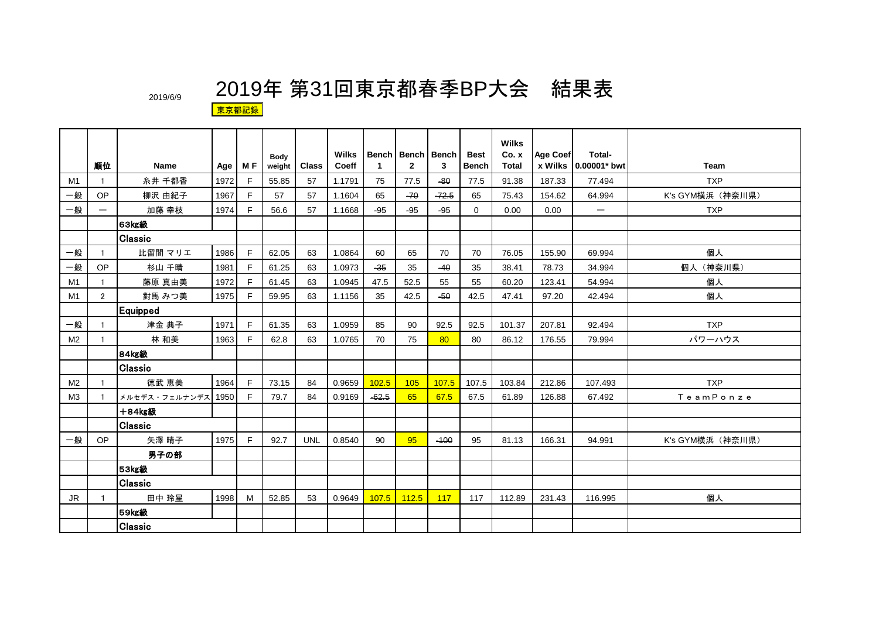2019/6/9

# 2019年 第31回東京都春季BP大会　結果表

東京都記録

| | 順位 | Name | Age | M F | Body weight | Class | Wilks Coeff | Bench 1 | Bench 2 | Bench 3 | Best Bench | Wilks Co. x Total | Age Coef x Wilks | Total-0.00001* bwt | Team |
|---|---|---|---|---|---|---|---|---|---|---|---|---|---|---|---|
| M1 | 1 | 糸井 千都香 | 1972 | F | 55.85 | 57 | 1.1791 | 75 | 77.5 | -80 | 77.5 | 91.38 | 187.33 | 77.494 | TXP |
| 一般 | OP | 柳沢 由紀子 | 1967 | F | 57 | 57 | 1.1604 | 65 | -70 | -72.5 | 65 | 75.43 | 154.62 | 64.994 | K's GYM横浜（神奈川県） |
| 一般 | ― | 加藤 幸枝 | 1974 | F | 56.6 | 57 | 1.1668 | -95 | -95 | -95 | 0 | 0.00 | 0.00 | ― | TXP |
| | | **63kg級** | | | | | | | | | | | | | |
| | | **Classic** | | | | | | | | | | | | | |
| 一般 | 1 | 比留間 マリエ | 1986 | F | 62.05 | 63 | 1.0864 | 60 | 65 | 70 | 70 | 76.05 | 155.90 | 69.994 | 個人 |
| 一般 | OP | 杉山 千晴 | 1981 | F | 61.25 | 63 | 1.0973 | -35 | 35 | -40 | 35 | 38.41 | 78.73 | 34.994 | 個人（神奈川県） |
| M1 | 1 | 藤原 真由美 | 1972 | F | 61.45 | 63 | 1.0945 | 47.5 | 52.5 | 55 | 55 | 60.20 | 123.41 | 54.994 | 個人 |
| M1 | 2 | 對馬 みつ美 | 1975 | F | 59.95 | 63 | 1.1156 | 35 | 42.5 | -50 | 42.5 | 47.41 | 97.20 | 42.494 | 個人 |
| | | **Equipped** | | | | | | | | | | | | | |
| 一般 | 1 | 津金 典子 | 1971 | F | 61.35 | 63 | 1.0959 | 85 | 90 | 92.5 | 92.5 | 101.37 | 207.81 | 92.494 | TXP |
| M2 | 1 | 林 和美 | 1963 | F | 62.8 | 63 | 1.0765 | 70 | 75 | 80 | 80 | 86.12 | 176.55 | 79.994 | パワーハウス |
| | | **84kg級** | | | | | | | | | | | | | |
| | | **Classic** | | | | | | | | | | | | | |
| M2 | 1 | 徳武 恵美 | 1964 | F | 73.15 | 84 | 0.9659 | 102.5 | 105 | 107.5 | 107.5 | 103.84 | 212.86 | 107.493 | TXP |
| M3 | 1 | メルセデス・フェルナンデス | 1950 | F | 79.7 | 84 | 0.9169 | -62.5 | 65 | 67.5 | 67.5 | 61.89 | 126.88 | 67.492 | ＴｅａｍＰｏｎｚｅ |
| | | **＋84kg級** | | | | | | | | | | | | | |
| | | **Classic** | | | | | | | | | | | | | |
| 一般 | OP | 矢澤 晴子 | 1975 | F | 92.7 | UNL | 0.8540 | 90 | 95 | -100 | 95 | 81.13 | 166.31 | 94.991 | K's GYM横浜（神奈川県） |
| | | **男子の部** | | | | | | | | | | | | | |
| | | **53kg級** | | | | | | | | | | | | | |
| | | **Classic** | | | | | | | | | | | | | |
| JR | 1 | 田中 玲星 | 1998 | M | 52.85 | 53 | 0.9649 | 107.5 | 112.5 | 117 | 117 | 112.89 | 231.43 | 116.995 | 個人 |
| | | **59kg級** | | | | | | | | | | | | | |
| | | **Classic** | | | | | | | | | | | | | |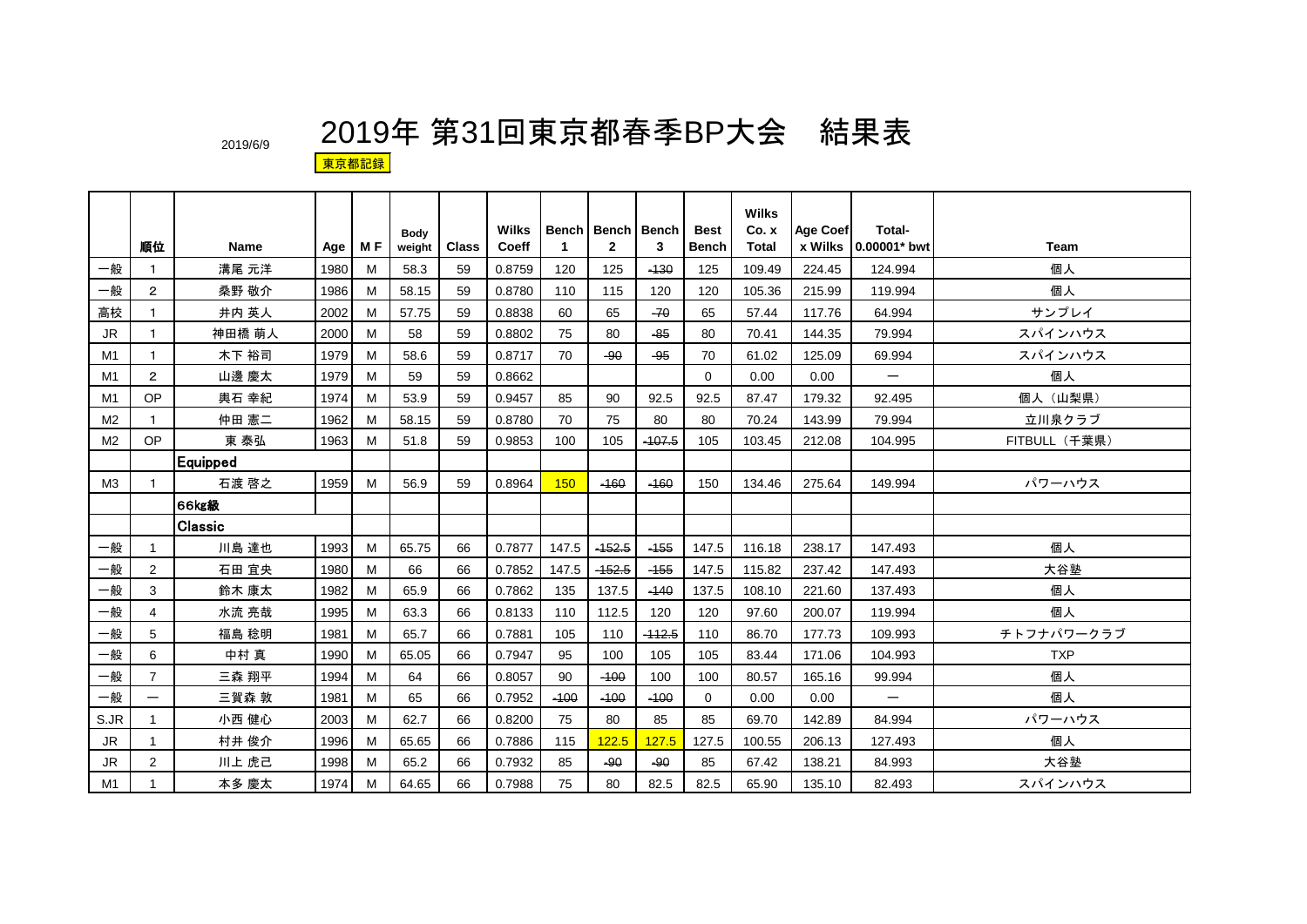2019/6/9

# 2019年 第31回東京都春季BP大会　結果表

東京都記録

| | 順位 | Name | Age | M F | Body weight | Class | Wilks Coeff | Bench 1 | Bench 2 | Bench 3 | Best Bench | Wilks Co. x Total | Age Coef x Wilks | Total-0.00001* bwt | Team |
|---|---|---|---|---|---|---|---|---|---|---|---|---|---|---|---|
| 一般 | 1 | 溝尾 元洋 | 1980 | M | 58.3 | 59 | 0.8759 | 120 | 125 | -130 | 125 | 109.49 | 224.45 | 124.994 | 個人 |
| 一般 | 2 | 桑野 敬介 | 1986 | M | 58.15 | 59 | 0.8780 | 110 | 115 | 120 | 120 | 105.36 | 215.99 | 119.994 | 個人 |
| 高校 | 1 | 井内 英人 | 2002 | M | 57.75 | 59 | 0.8838 | 60 | 65 | -70 | 65 | 57.44 | 117.76 | 64.994 | サンプレイ |
| JR | 1 | 神田橋 萌人 | 2000 | M | 58 | 59 | 0.8802 | 75 | 80 | -85 | 80 | 70.41 | 144.35 | 79.994 | スパインハウス |
| M1 | 1 | 木下 裕司 | 1979 | M | 58.6 | 59 | 0.8717 | 70 | -90 | -95 | 70 | 61.02 | 125.09 | 69.994 | スパインハウス |
| M1 | 2 | 山邊 慶太 | 1979 | M | 59 | 59 | 0.8662 | | | | 0 | 0.00 | 0.00 | ― | 個人 |
| M1 | OP | 奥石 幸紀 | 1974 | M | 53.9 | 59 | 0.9457 | 85 | 90 | 92.5 | 92.5 | 87.47 | 179.32 | 92.495 | 個人（山梨県） |
| M2 | 1 | 仲田 憲二 | 1962 | M | 58.15 | 59 | 0.8780 | 70 | 75 | 80 | 80 | 70.24 | 143.99 | 79.994 | 立川泉クラブ |
| M2 | OP | 東 泰弘 | 1963 | M | 51.8 | 59 | 0.9853 | 100 | 105 | -107.5 | 105 | 103.45 | 212.08 | 104.995 | FITBULL（千葉県） |
| | | **Equipped** | | | | | | | | | | | | | |
| M3 | 1 | 石渡 啓之 | 1959 | M | 56.9 | 59 | 0.8964 | 150 | -160 | -160 | 150 | 134.46 | 275.64 | 149.994 | パワーハウス |
| | | **66kg級** | | | | | | | | | | | | | |
| | | **Classic** | | | | | | | | | | | | | |
| 一般 | 1 | 川島 達也 | 1993 | M | 65.75 | 66 | 0.7877 | 147.5 | -152.5 | -155 | 147.5 | 116.18 | 238.17 | 147.493 | 個人 |
| 一般 | 2 | 石田 宜央 | 1980 | M | 66 | 66 | 0.7852 | 147.5 | -152.5 | -155 | 147.5 | 115.82 | 237.42 | 147.493 | 大谷塾 |
| 一般 | 3 | 鈴木 康太 | 1982 | M | 65.9 | 66 | 0.7862 | 135 | 137.5 | -140 | 137.5 | 108.10 | 221.60 | 137.493 | 個人 |
| 一般 | 4 | 水流 亮哉 | 1995 | M | 63.3 | 66 | 0.8133 | 110 | 112.5 | 120 | 120 | 97.60 | 200.07 | 119.994 | 個人 |
| 一般 | 5 | 福島 稔明 | 1981 | M | 65.7 | 66 | 0.7881 | 105 | 110 | -112.5 | 110 | 86.70 | 177.73 | 109.993 | チトフナパワークラブ |
| 一般 | 6 | 中村 真 | 1990 | M | 65.05 | 66 | 0.7947 | 95 | 100 | 105 | 105 | 83.44 | 171.06 | 104.993 | TXP |
| 一般 | 7 | 三森 翔平 | 1994 | M | 64 | 66 | 0.8057 | 90 | -100 | 100 | 100 | 80.57 | 165.16 | 99.994 | 個人 |
| 一般 | ― | 三賀森 敦 | 1981 | M | 65 | 66 | 0.7952 | -100 | -100 | -100 | 0 | 0.00 | 0.00 | ― | 個人 |
| S.JR | 1 | 小西 健心 | 2003 | M | 62.7 | 66 | 0.8200 | 75 | 80 | 85 | 85 | 69.70 | 142.89 | 84.994 | パワーハウス |
| JR | 1 | 村井 俊介 | 1996 | M | 65.65 | 66 | 0.7886 | 115 | 122.5 | 127.5 | 127.5 | 100.55 | 206.13 | 127.493 | 個人 |
| JR | 2 | 川上 虎己 | 1998 | M | 65.2 | 66 | 0.7932 | 85 | -90 | -90 | 85 | 67.42 | 138.21 | 84.993 | 大谷塾 |
| M1 | 1 | 本多 慶太 | 1974 | M | 64.65 | 66 | 0.7988 | 75 | 80 | 82.5 | 82.5 | 65.90 | 135.10 | 82.493 | スパインハウス |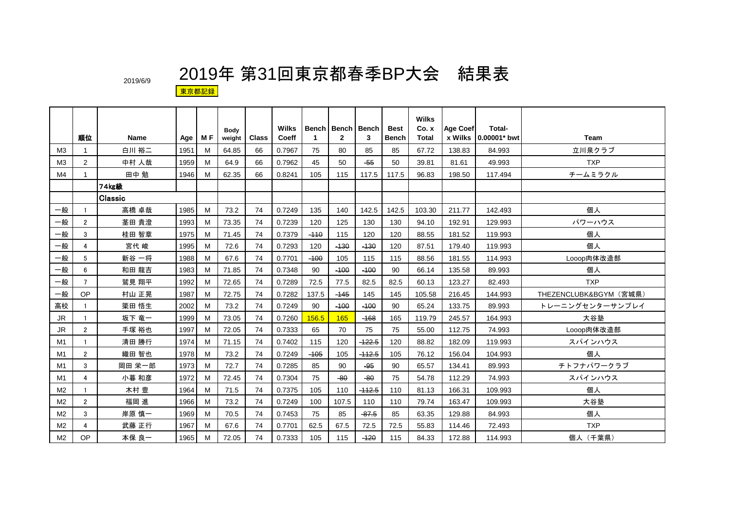2019/6/9

# 2019年 第31回東京都春季BP大会　結果表

東京都記録

| | 順位 | Name | Age | M F | Body weight | Class | Wilks Coeff | Bench 1 | Bench 2 | Bench 3 | Best Bench | Wilks Co. x Total | Age Coef x Wilks | Total-0.00001* bwt | Team |
|---|---|---|---|---|---|---|---|---|---|---|---|---|---|---|---|
| M3 | 1 | 白川 裕二 | 1951 | M | 64.85 | 66 | 0.7967 | 75 | 80 | 85 | 85 | 67.72 | 138.83 | 84.993 | 立川泉クラブ |
| M3 | 2 | 中村 人哉 | 1959 | M | 64.9 | 66 | 0.7962 | 45 | 50 | ~~55~~ | 50 | 39.81 | 81.61 | 49.993 | TXP |
| M4 | 1 | 田中 勉 | 1946 | M | 62.35 | 66 | 0.8241 | 105 | 115 | 117.5 | 117.5 | 96.83 | 198.50 | 117.494 | チームミラクル |
| | | **74kg級** | | | | | | | | | | | | | |
| | | **Classic** | | | | | | | | | | | | | |
| 一般 | 1 | 高橋 卓哉 | 1985 | M | 73.2 | 74 | 0.7249 | 135 | 140 | 142.5 | 142.5 | 103.30 | 211.77 | 142.493 | 個人 |
| 一般 | 2 | 茎田 貴澄 | 1993 | M | 73.35 | 74 | 0.7239 | 120 | 125 | 130 | 130 | 94.10 | 192.91 | 129.993 | パワーハウス |
| 一般 | 3 | 桂田 智章 | 1975 | M | 71.45 | 74 | 0.7379 | ~~110~~ | 115 | 120 | 120 | 88.55 | 181.52 | 119.993 | 個人 |
| 一般 | 4 | 宮代 峻 | 1995 | M | 72.6 | 74 | 0.7293 | 120 | ~~130~~ | ~~130~~ | 120 | 87.51 | 179.40 | 119.993 | 個人 |
| 一般 | 5 | 新谷 一将 | 1988 | M | 67.6 | 74 | 0.7701 | ~~100~~ | 105 | 115 | 115 | 88.56 | 181.55 | 114.993 | Looop肉体改造部 |
| 一般 | 6 | 和田 龍吉 | 1983 | M | 71.85 | 74 | 0.7348 | 90 | ~~100~~ | ~~100~~ | 90 | 66.14 | 135.58 | 89.993 | 個人 |
| 一般 | 7 | 鷲見 翔平 | 1992 | M | 72.65 | 74 | 0.7289 | 72.5 | 77.5 | 82.5 | 82.5 | 60.13 | 123.27 | 82.493 | TXP |
| 一般 | OP | 村山 正晃 | 1987 | M | 72.75 | 74 | 0.7282 | 137.5 | ~~145~~ | 145 | 145 | 105.58 | 216.45 | 144.993 | THEZENCLUBK&BGYM（宮城県） |
| 高校 | 1 | 簗田 悟生 | 2002 | M | 73.2 | 74 | 0.7249 | 90 | ~~100~~ | ~~100~~ | 90 | 65.24 | 133.75 | 89.993 | トレーニングセンターサンプレイ |
| JR | 1 | 坂下 竜一 | 1999 | M | 73.05 | 74 | 0.7260 | 156.5 | 165 | ~~168~~ | 165 | 119.79 | 245.57 | 164.993 | 大谷塾 |
| JR | 2 | 手塚 裕也 | 1997 | M | 72.05 | 74 | 0.7333 | 65 | 70 | 75 | 75 | 55.00 | 112.75 | 74.993 | Looop肉体改造部 |
| M1 | 1 | 清田 勝行 | 1974 | M | 71.15 | 74 | 0.7402 | 115 | 120 | ~~122.5~~ | 120 | 88.82 | 182.09 | 119.993 | スパインハウス |
| M1 | 2 | 織田 智也 | 1978 | M | 73.2 | 74 | 0.7249 | ~~105~~ | 105 | ~~112.5~~ | 105 | 76.12 | 156.04 | 104.993 | 個人 |
| M1 | 3 | 岡田 栄一郎 | 1973 | M | 72.7 | 74 | 0.7285 | 85 | 90 | ~~95~~ | 90 | 65.57 | 134.41 | 89.993 | チトフナパワークラブ |
| M1 | 4 | 小暮 和彦 | 1972 | M | 72.45 | 74 | 0.7304 | 75 | ~~80~~ | ~~80~~ | 75 | 54.78 | 112.29 | 74.993 | スパインハウス |
| M2 | 1 | 木村 豊 | 1964 | M | 71.5 | 74 | 0.7375 | 105 | 110 | ~~112.5~~ | 110 | 81.13 | 166.31 | 109.993 | 個人 |
| M2 | 2 | 福岡 進 | 1966 | M | 73.2 | 74 | 0.7249 | 100 | 107.5 | 110 | 110 | 79.74 | 163.47 | 109.993 | 大谷塾 |
| M2 | 3 | 岸原 慎一 | 1969 | M | 70.5 | 74 | 0.7453 | 75 | 85 | ~~87.5~~ | 85 | 63.35 | 129.88 | 84.993 | 個人 |
| M2 | 4 | 武藤 正行 | 1967 | M | 67.6 | 74 | 0.7701 | 62.5 | 67.5 | 72.5 | 72.5 | 55.83 | 114.46 | 72.493 | TXP |
| M2 | OP | 本保 良一 | 1965 | M | 72.05 | 74 | 0.7333 | 105 | 115 | ~~120~~ | 115 | 84.33 | 172.88 | 114.993 | 個人（千葉県） |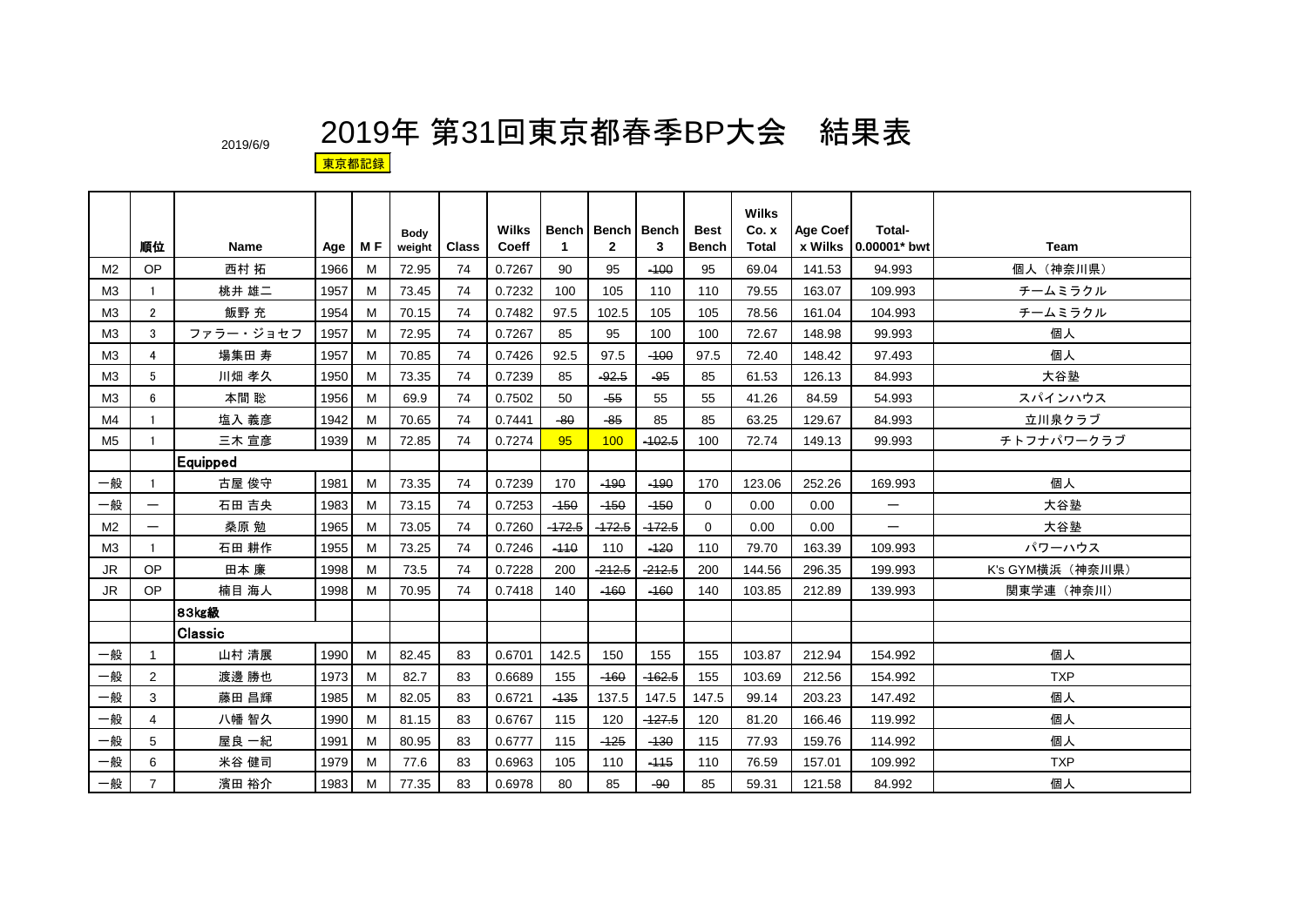# 2019年 第31回東京都春季BP大会　結果表

2019/6/9

東京都記録

| | 順位 | Name | Age | M F | Body weight | Class | Wilks Coeff | Bench 1 | Bench 2 | Bench 3 | Best Bench | Wilks Co. x Total | Age Coef x Wilks | Total-0.00001* bwt | Team |
|---|---|---|---|---|---|---|---|---|---|---|---|---|---|---|---|
| M2 | OP | 西村 拓 | 1966 | M | 72.95 | 74 | 0.7267 | 90 | 95 | ~~100~~ | 95 | 69.04 | 141.53 | 94.993 | 個人（神奈川県） |
| M3 | 1 | 桃井 雄二 | 1957 | M | 73.45 | 74 | 0.7232 | 100 | 105 | 110 | 110 | 79.55 | 163.07 | 109.993 | チームミラクル |
| M3 | 2 | 飯野 充 | 1954 | M | 70.15 | 74 | 0.7482 | 97.5 | 102.5 | 105 | 105 | 78.56 | 161.04 | 104.993 | チームミラクル |
| M3 | 3 | ファラー・ジョセフ | 1957 | M | 72.95 | 74 | 0.7267 | 85 | 95 | 100 | 100 | 72.67 | 148.98 | 99.993 | 個人 |
| M3 | 4 | 場集田 寿 | 1957 | M | 70.85 | 74 | 0.7426 | 92.5 | 97.5 | ~~100~~ | 97.5 | 72.40 | 148.42 | 97.493 | 個人 |
| M3 | 5 | 川畑 孝久 | 1950 | M | 73.35 | 74 | 0.7239 | 85 | ~~92.5~~ | ~~95~~ | 85 | 61.53 | 126.13 | 84.993 | 大谷塾 |
| M3 | 6 | 本間 聡 | 1956 | M | 69.9 | 74 | 0.7502 | 50 | ~~55~~ | 55 | 55 | 41.26 | 84.59 | 54.993 | スパインハウス |
| M4 | 1 | 塩入 義彦 | 1942 | M | 70.65 | 74 | 0.7441 | ~~80~~ | ~~85~~ | 85 | 85 | 63.25 | 129.67 | 84.993 | 立川泉クラブ |
| M5 | 1 | 三木 宣彦 | 1939 | M | 72.85 | 74 | 0.7274 | 95 | 100 | ~~102.5~~ | 100 | 72.74 | 149.13 | 99.993 | チトフナパワークラブ |
| | | **Equipped** | | | | | | | | | | | | | |
| 一般 | 1 | 古屋 俊守 | 1981 | M | 73.35 | 74 | 0.7239 | 170 | ~~190~~ | ~~190~~ | 170 | 123.06 | 252.26 | 169.993 | 個人 |
| 一般 | ー | 石田 吉央 | 1983 | M | 73.15 | 74 | 0.7253 | ~~150~~ | ~~150~~ | ~~150~~ | 0 | 0.00 | 0.00 | ー | 大谷塾 |
| M2 | ー | 桑原 勉 | 1965 | M | 73.05 | 74 | 0.7260 | ~~172.5~~ | ~~172.5~~ | ~~172.5~~ | 0 | 0.00 | 0.00 | ー | 大谷塾 |
| M3 | 1 | 石田 耕作 | 1955 | M | 73.25 | 74 | 0.7246 | ~~110~~ | 110 | ~~120~~ | 110 | 79.70 | 163.39 | 109.993 | パワーハウス |
| JR | OP | 田本 廉 | 1998 | M | 73.5 | 74 | 0.7228 | 200 | ~~212.5~~ | ~~212.5~~ | 200 | 144.56 | 296.35 | 199.993 | K's GYM横浜（神奈川県） |
| JR | OP | 楠目 海人 | 1998 | M | 70.95 | 74 | 0.7418 | 140 | ~~160~~ | ~~160~~ | 140 | 103.85 | 212.89 | 139.993 | 関東学連（神奈川） |
| | | **83kg級** | | | | | | | | | | | | | |
| | | **Classic** | | | | | | | | | | | | | |
| 一般 | 1 | 山村 清展 | 1990 | M | 82.45 | 83 | 0.6701 | 142.5 | 150 | 155 | 155 | 103.87 | 212.94 | 154.992 | 個人 |
| 一般 | 2 | 渡邊 勝也 | 1973 | M | 82.7 | 83 | 0.6689 | 155 | ~~160~~ | ~~162.5~~ | 155 | 103.69 | 212.56 | 154.992 | TXP |
| 一般 | 3 | 藤田 昌輝 | 1985 | M | 82.05 | 83 | 0.6721 | ~~135~~ | 137.5 | 147.5 | 147.5 | 99.14 | 203.23 | 147.492 | 個人 |
| 一般 | 4 | 八幡 智久 | 1990 | M | 81.15 | 83 | 0.6767 | 115 | 120 | ~~127.5~~ | 120 | 81.20 | 166.46 | 119.992 | 個人 |
| 一般 | 5 | 屋良 一紀 | 1991 | M | 80.95 | 83 | 0.6777 | 115 | ~~125~~ | ~~130~~ | 115 | 77.93 | 159.76 | 114.992 | 個人 |
| 一般 | 6 | 米谷 健司 | 1979 | M | 77.6 | 83 | 0.6963 | 105 | 110 | ~~115~~ | 110 | 76.59 | 157.01 | 109.992 | TXP |
| 一般 | 7 | 濱田 裕介 | 1983 | M | 77.35 | 83 | 0.6978 | 80 | 85 | ~~90~~ | 85 | 59.31 | 121.58 | 84.992 | 個人 |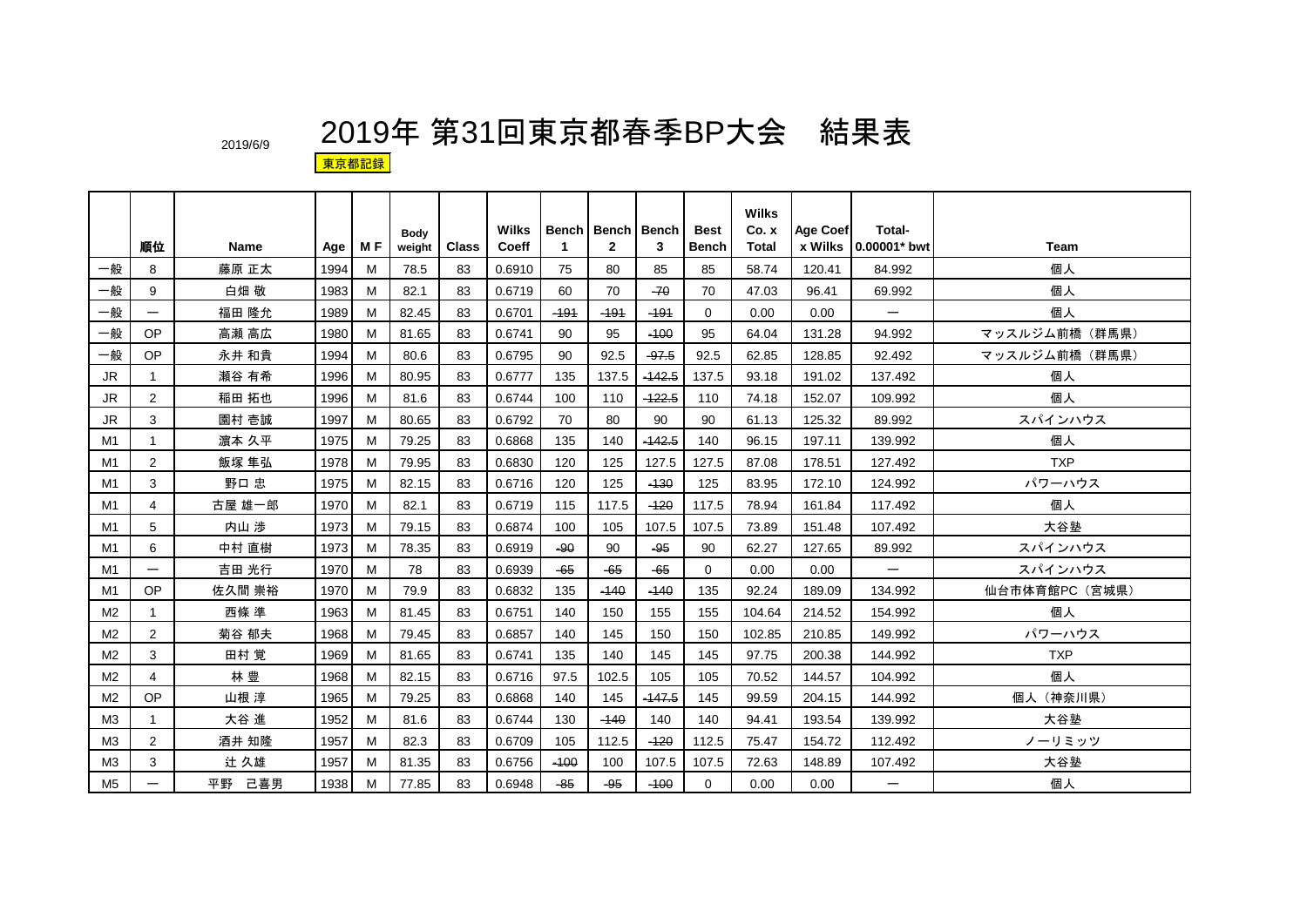2019/6/9

# 2019年 第31回東京都春季BP大会　結果表

東京都記録

| | 順位 | Name | Age | M F | Body weight | Class | Wilks Coeff | Bench 1 | Bench 2 | Bench 3 | Best Bench | Wilks Co. x Total | Age Coef x Wilks | Total-0.00001* bwt | Team |
|---|---|---|---|---|---|---|---|---|---|---|---|---|---|---|---|
| 一般 | 8 | 藤原 正太 | 1994 | M | 78.5 | 83 | 0.6910 | 75 | 80 | 85 | 85 | 58.74 | 120.41 | 84.992 | 個人 |
| 一般 | 9 | 白畑 敬 | 1983 | M | 82.1 | 83 | 0.6719 | 60 | 70 | ~~70~~ | 70 | 47.03 | 96.41 | 69.992 | 個人 |
| 一般 | ― | 福田 隆允 | 1989 | M | 82.45 | 83 | 0.6701 | ~~191~~ | ~~191~~ | ~~191~~ | 0 | 0.00 | 0.00 | ― | 個人 |
| 一般 | OP | 高瀬 高広 | 1980 | M | 81.65 | 83 | 0.6741 | 90 | 95 | ~~100~~ | 95 | 64.04 | 131.28 | 94.992 | マッスルジム前橋（群馬県） |
| 一般 | OP | 永井 和貴 | 1994 | M | 80.6 | 83 | 0.6795 | 90 | 92.5 | ~~97.5~~ | 92.5 | 62.85 | 128.85 | 92.492 | マッスルジム前橋（群馬県） |
| JR | 1 | 瀬谷 有希 | 1996 | M | 80.95 | 83 | 0.6777 | 135 | 137.5 | ~~142.5~~ | 137.5 | 93.18 | 191.02 | 137.492 | 個人 |
| JR | 2 | 稲田 拓也 | 1996 | M | 81.6 | 83 | 0.6744 | 100 | 110 | ~~122.5~~ | 110 | 74.18 | 152.07 | 109.992 | 個人 |
| JR | 3 | 園村 壱誠 | 1997 | M | 80.65 | 83 | 0.6792 | 70 | 80 | 90 | 90 | 61.13 | 125.32 | 89.992 | スパインハウス |
| M1 | 1 | 濵本 久平 | 1975 | M | 79.25 | 83 | 0.6868 | 135 | 140 | ~~142.5~~ | 140 | 96.15 | 197.11 | 139.992 | 個人 |
| M1 | 2 | 飯塚 隼弘 | 1978 | M | 79.95 | 83 | 0.6830 | 120 | 125 | 127.5 | 127.5 | 87.08 | 178.51 | 127.492 | TXP |
| M1 | 3 | 野口 忠 | 1975 | M | 82.15 | 83 | 0.6716 | 120 | 125 | ~~130~~ | 125 | 83.95 | 172.10 | 124.992 | パワーハウス |
| M1 | 4 | 古屋 雄一郎 | 1970 | M | 82.1 | 83 | 0.6719 | 115 | 117.5 | ~~120~~ | 117.5 | 78.94 | 161.84 | 117.492 | 個人 |
| M1 | 5 | 内山 渉 | 1973 | M | 79.15 | 83 | 0.6874 | 100 | 105 | 107.5 | 107.5 | 73.89 | 151.48 | 107.492 | 大谷塾 |
| M1 | 6 | 中村 直樹 | 1973 | M | 78.35 | 83 | 0.6919 | ~~90~~ | 90 | ~~95~~ | 90 | 62.27 | 127.65 | 89.992 | スパインハウス |
| M1 | ― | 吉田 光行 | 1970 | M | 78 | 83 | 0.6939 | ~~65~~ | ~~65~~ | ~~65~~ | 0 | 0.00 | 0.00 | ― | スパインハウス |
| M1 | OP | 佐久間 崇裕 | 1970 | M | 79.9 | 83 | 0.6832 | 135 | ~~140~~ | ~~140~~ | 135 | 92.24 | 189.09 | 134.992 | 仙台市体育館PC（宮城県） |
| M2 | 1 | 西條 準 | 1963 | M | 81.45 | 83 | 0.6751 | 140 | 150 | 155 | 155 | 104.64 | 214.52 | 154.992 | 個人 |
| M2 | 2 | 菊谷 郁夫 | 1968 | M | 79.45 | 83 | 0.6857 | 140 | 145 | 150 | 150 | 102.85 | 210.85 | 149.992 | パワーハウス |
| M2 | 3 | 田村 覚 | 1969 | M | 81.65 | 83 | 0.6741 | 135 | 140 | 145 | 145 | 97.75 | 200.38 | 144.992 | TXP |
| M2 | 4 | 林 豊 | 1968 | M | 82.15 | 83 | 0.6716 | 97.5 | 102.5 | 105 | 105 | 70.52 | 144.57 | 104.992 | 個人 |
| M2 | OP | 山根 淳 | 1965 | M | 79.25 | 83 | 0.6868 | 140 | 145 | ~~147.5~~ | 145 | 99.59 | 204.15 | 144.992 | 個人（神奈川県） |
| M3 | 1 | 大谷 進 | 1952 | M | 81.6 | 83 | 0.6744 | 130 | ~~140~~ | 140 | 140 | 94.41 | 193.54 | 139.992 | 大谷塾 |
| M3 | 2 | 酒井 知隆 | 1957 | M | 82.3 | 83 | 0.6709 | 105 | 112.5 | ~~120~~ | 112.5 | 75.47 | 154.72 | 112.492 | ノーリミッツ |
| M3 | 3 | 辻 久雄 | 1957 | M | 81.35 | 83 | 0.6756 | ~~100~~ | 100 | 107.5 | 107.5 | 72.63 | 148.89 | 107.492 | 大谷塾 |
| M5 | ― | 平野　己喜男 | 1938 | M | 77.85 | 83 | 0.6948 | ~~85~~ | ~~95~~ | ~~100~~ | 0 | 0.00 | 0.00 | ― | 個人 |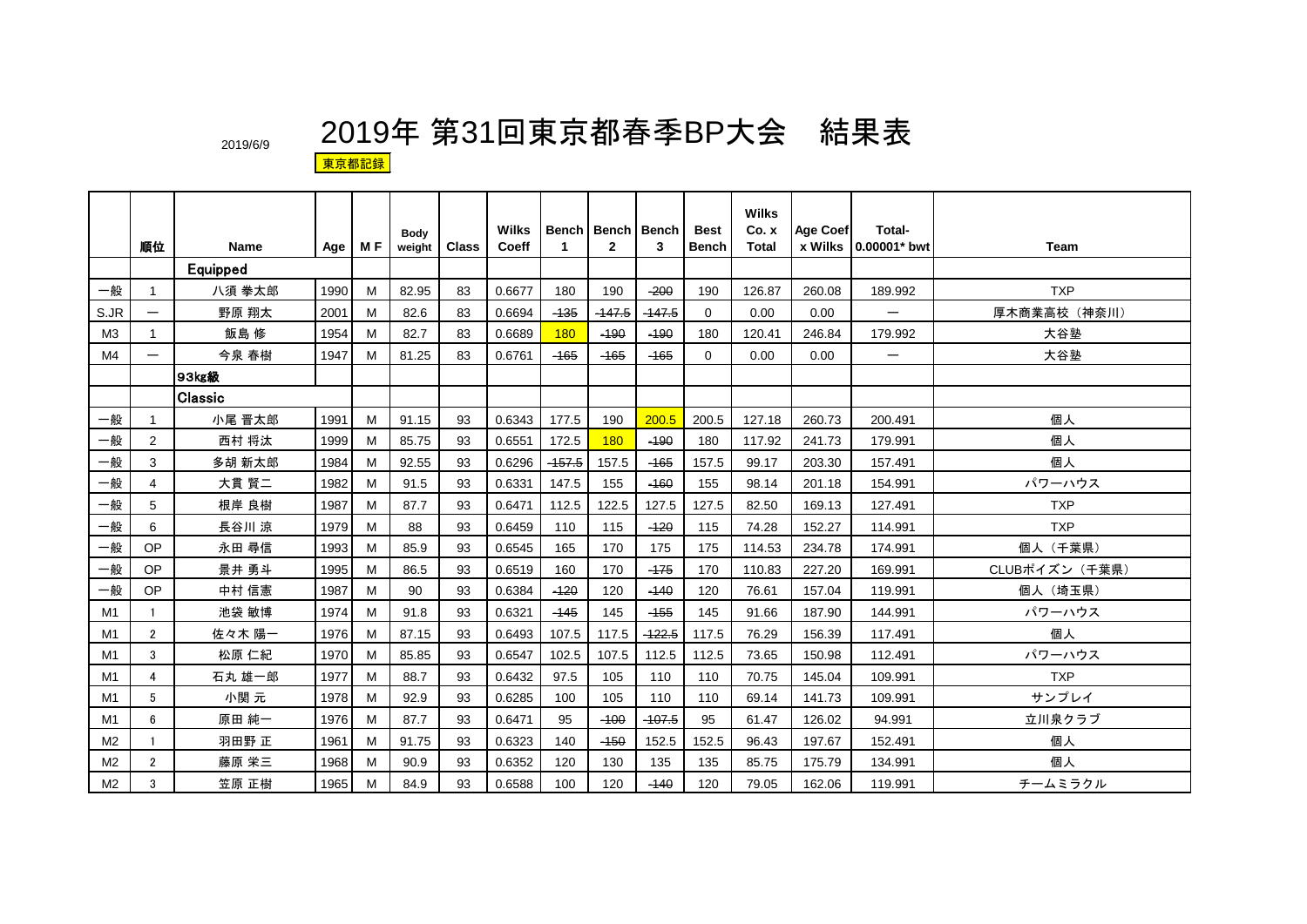2019/6/9

# 2019年 第31回東京都春季BP大会　結果表

東京都記録

| | 順位 | Name | Age | M F | Body weight | Class | Wilks Coeff | Bench 1 | Bench 2 | Bench 3 | Best Bench | Wilks Co. x Total | Age Coef x Wilks | Total-0.00001* bwt | Team |
|---|---|---|---|---|---|---|---|---|---|---|---|---|---|---|---|
| | | Equipped | | | | | | | | | | | | | |
| 一般 | 1 | 八須 拳太郎 | 1990 | M | 82.95 | 83 | 0.6677 | 180 | 190 | ~~200~~ | 190 | 126.87 | 260.08 | 189.992 | TXP |
| S.JR | ー | 野原 翔太 | 2001 | M | 82.6 | 83 | 0.6694 | ~~135~~ | ~~147.5~~ | ~~147.5~~ | 0 | 0.00 | 0.00 | ー | 厚木商業高校（神奈川） |
| M3 | 1 | 飯島 修 | 1954 | M | 82.7 | 83 | 0.6689 | 180 | ~~190~~ | ~~190~~ | 180 | 120.41 | 246.84 | 179.992 | 大谷塾 |
| M4 | ー | 今泉 春樹 | 1947 | M | 81.25 | 83 | 0.6761 | ~~165~~ | ~~165~~ | ~~165~~ | 0 | 0.00 | 0.00 | ー | 大谷塾 |
| | | 93kg級 | | | | | | | | | | | | | |
| | | Classic | | | | | | | | | | | | | |
| 一般 | 1 | 小尾 晋太郎 | 1991 | M | 91.15 | 93 | 0.6343 | 177.5 | 190 | 200.5 | 200.5 | 127.18 | 260.73 | 200.491 | 個人 |
| 一般 | 2 | 西村 将汰 | 1999 | M | 85.75 | 93 | 0.6551 | 172.5 | 180 | ~~190~~ | 180 | 117.92 | 241.73 | 179.991 | 個人 |
| 一般 | 3 | 多胡 新太郎 | 1984 | M | 92.55 | 93 | 0.6296 | ~~157.5~~ | 157.5 | ~~165~~ | 157.5 | 99.17 | 203.30 | 157.491 | 個人 |
| 一般 | 4 | 大貫 賢二 | 1982 | M | 91.5 | 93 | 0.6331 | 147.5 | 155 | ~~160~~ | 155 | 98.14 | 201.18 | 154.991 | パワーハウス |
| 一般 | 5 | 根岸 良樹 | 1987 | M | 87.7 | 93 | 0.6471 | 112.5 | 122.5 | 127.5 | 127.5 | 82.50 | 169.13 | 127.491 | TXP |
| 一般 | 6 | 長谷川 涼 | 1979 | M | 88 | 93 | 0.6459 | 110 | 115 | ~~120~~ | 115 | 74.28 | 152.27 | 114.991 | TXP |
| 一般 | OP | 永田 尋信 | 1993 | M | 85.9 | 93 | 0.6545 | 165 | 170 | 175 | 175 | 114.53 | 234.78 | 174.991 | 個人（千葉県） |
| 一般 | OP | 景井 勇斗 | 1995 | M | 86.5 | 93 | 0.6519 | 160 | 170 | ~~175~~ | 170 | 110.83 | 227.20 | 169.991 | CLUBポイズン（千葉県） |
| 一般 | OP | 中村 信憲 | 1987 | M | 90 | 93 | 0.6384 | ~~120~~ | 120 | ~~140~~ | 120 | 76.61 | 157.04 | 119.991 | 個人（埼玉県） |
| M1 | 1 | 池袋 敏博 | 1974 | M | 91.8 | 93 | 0.6321 | ~~145~~ | 145 | ~~155~~ | 145 | 91.66 | 187.90 | 144.991 | パワーハウス |
| M1 | 2 | 佐々木 陽一 | 1976 | M | 87.15 | 93 | 0.6493 | 107.5 | 117.5 | ~~122.5~~ | 117.5 | 76.29 | 156.39 | 117.491 | 個人 |
| M1 | 3 | 松原 仁紀 | 1970 | M | 85.85 | 93 | 0.6547 | 102.5 | 107.5 | 112.5 | 112.5 | 73.65 | 150.98 | 112.491 | パワーハウス |
| M1 | 4 | 石丸 雄一郎 | 1977 | M | 88.7 | 93 | 0.6432 | 97.5 | 105 | 110 | 110 | 70.75 | 145.04 | 109.991 | TXP |
| M1 | 5 | 小関 元 | 1978 | M | 92.9 | 93 | 0.6285 | 100 | 105 | 110 | 110 | 69.14 | 141.73 | 109.991 | サンプレイ |
| M1 | 6 | 原田 純一 | 1976 | M | 87.7 | 93 | 0.6471 | 95 | ~~100~~ | ~~107.5~~ | 95 | 61.47 | 126.02 | 94.991 | 立川泉クラブ |
| M2 | 1 | 羽田野 正 | 1961 | M | 91.75 | 93 | 0.6323 | 140 | ~~150~~ | 152.5 | 152.5 | 96.43 | 197.67 | 152.491 | 個人 |
| M2 | 2 | 藤原 栄三 | 1968 | M | 90.9 | 93 | 0.6352 | 120 | 130 | 135 | 135 | 85.75 | 175.79 | 134.991 | 個人 |
| M2 | 3 | 笠原 正樹 | 1965 | M | 84.9 | 93 | 0.6588 | 100 | 120 | ~~140~~ | 120 | 79.05 | 162.06 | 119.991 | チームミラクル |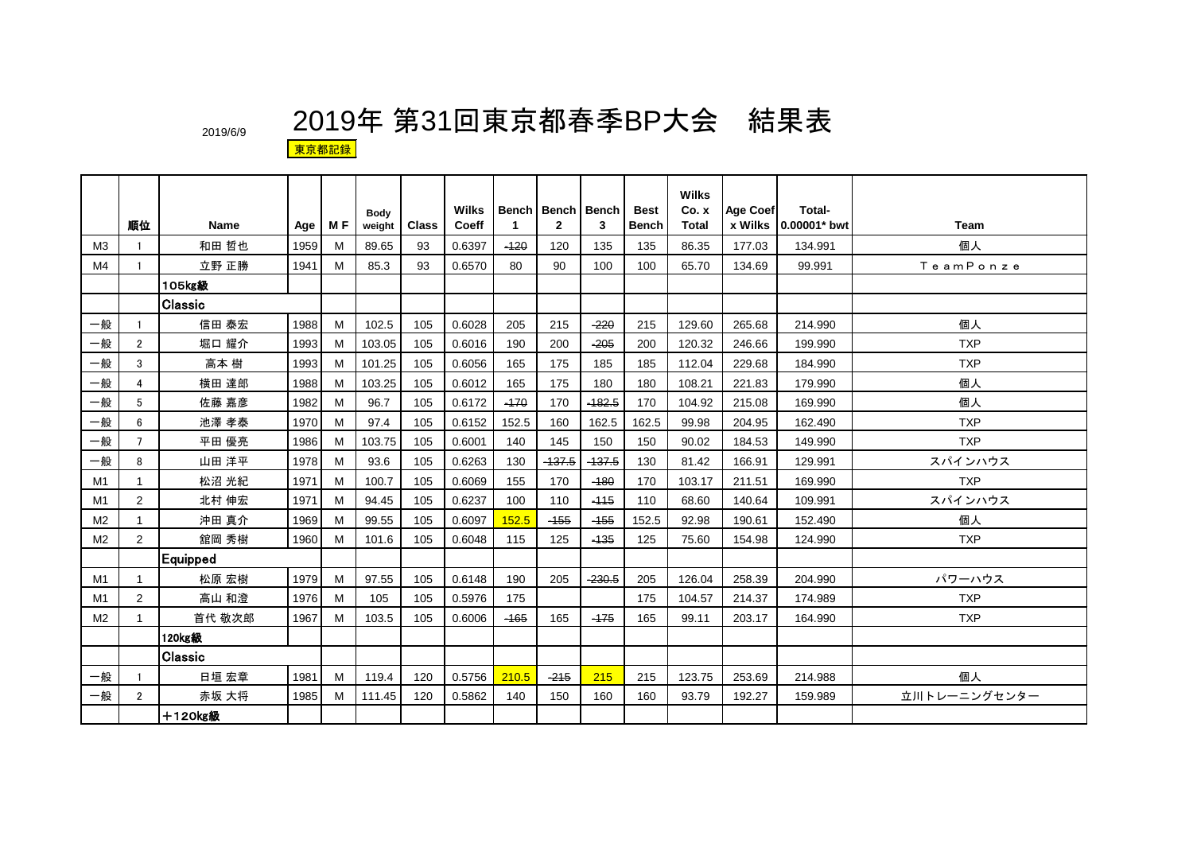2019/6/9

# 2019年 第31回東京都春季BP大会　結果表

東京都記録

| | 順位 | Name | Age | M F | Body weight | Class | Wilks Coeff | Bench 1 | Bench 2 | Bench 3 | Best Bench | Wilks Co. x Total | Age Coef x Wilks | Total-0.00001* bwt | Team |
|---|---|---|---|---|---|---|---|---|---|---|---|---|---|---|---|
| M3 | 1 | 和田 哲也 | 1959 | M | 89.65 | 93 | 0.6397 | ~~120~~ | 120 | 135 | 135 | 86.35 | 177.03 | 134.991 | 個人 |
| M4 | 1 | 立野 正勝 | 1941 | M | 85.3 | 93 | 0.6570 | 80 | 90 | 100 | 100 | 65.70 | 134.69 | 99.991 | ＴｅａｍＰｏｎｚｅ |
| | | 105kg級 | | | | | | | | | | | | | |
| | | Classic | | | | | | | | | | | | | |
| 一般 | 1 | 信田 泰宏 | 1988 | M | 102.5 | 105 | 0.6028 | 205 | 215 | ~~220~~ | 215 | 129.60 | 265.68 | 214.990 | 個人 |
| 一般 | 2 | 堀口 耀介 | 1993 | M | 103.05 | 105 | 0.6016 | 190 | 200 | ~~205~~ | 200 | 120.32 | 246.66 | 199.990 | TXP |
| 一般 | 3 | 高本 樹 | 1993 | M | 101.25 | 105 | 0.6056 | 165 | 175 | 185 | 185 | 112.04 | 229.68 | 184.990 | TXP |
| 一般 | 4 | 横田 達郎 | 1988 | M | 103.25 | 105 | 0.6012 | 165 | 175 | 180 | 180 | 108.21 | 221.83 | 179.990 | 個人 |
| 一般 | 5 | 佐藤 嘉彦 | 1982 | M | 96.7 | 105 | 0.6172 | ~~170~~ | 170 | ~~182.5~~ | 170 | 104.92 | 215.08 | 169.990 | 個人 |
| 一般 | 6 | 池澤 孝泰 | 1970 | M | 97.4 | 105 | 0.6152 | 152.5 | 160 | 162.5 | 162.5 | 99.98 | 204.95 | 162.490 | TXP |
| 一般 | 7 | 平田 優亮 | 1986 | M | 103.75 | 105 | 0.6001 | 140 | 145 | 150 | 150 | 90.02 | 184.53 | 149.990 | TXP |
| 一般 | 8 | 山田 洋平 | 1978 | M | 93.6 | 105 | 0.6263 | 130 | ~~137.5~~ | ~~137.5~~ | 130 | 81.42 | 166.91 | 129.991 | スパインハウス |
| M1 | 1 | 松沼 光紀 | 1971 | M | 100.7 | 105 | 0.6069 | 155 | 170 | ~~180~~ | 170 | 103.17 | 211.51 | 169.990 | TXP |
| M1 | 2 | 北村 伸宏 | 1971 | M | 94.45 | 105 | 0.6237 | 100 | 110 | ~~115~~ | 110 | 68.60 | 140.64 | 109.991 | スパインハウス |
| M2 | 1 | 沖田 真介 | 1969 | M | 99.55 | 105 | 0.6097 | 152.5 | ~~155~~ | ~~155~~ | 152.5 | 92.98 | 190.61 | 152.490 | 個人 |
| M2 | 2 | 舘岡 秀樹 | 1960 | M | 101.6 | 105 | 0.6048 | 115 | 125 | ~~135~~ | 125 | 75.60 | 154.98 | 124.990 | TXP |
| | | Equipped | | | | | | | | | | | | | |
| M1 | 1 | 松原 宏樹 | 1979 | M | 97.55 | 105 | 0.6148 | 190 | 205 | ~~230.5~~ | 205 | 126.04 | 258.39 | 204.990 | パワーハウス |
| M1 | 2 | 高山 和澄 | 1976 | M | 105 | 105 | 0.5976 | 175 | | | 175 | 104.57 | 214.37 | 174.989 | TXP |
| M2 | 1 | 首代 敬次郎 | 1967 | M | 103.5 | 105 | 0.6006 | ~~165~~ | 165 | ~~175~~ | 165 | 99.11 | 203.17 | 164.990 | TXP |
| | | 120kg級 | | | | | | | | | | | | | |
| | | Classic | | | | | | | | | | | | | |
| 一般 | 1 | 日垣 宏章 | 1981 | M | 119.4 | 120 | 0.5756 | 210.5 | ~~215~~ | 215 | 215 | 123.75 | 253.69 | 214.988 | 個人 |
| 一般 | 2 | 赤坂 大将 | 1985 | M | 111.45 | 120 | 0.5862 | 140 | 150 | 160 | 160 | 93.79 | 192.27 | 159.989 | 立川トレーニングセンター |
| | | ＋120kg級 | | | | | | | | | | | | | |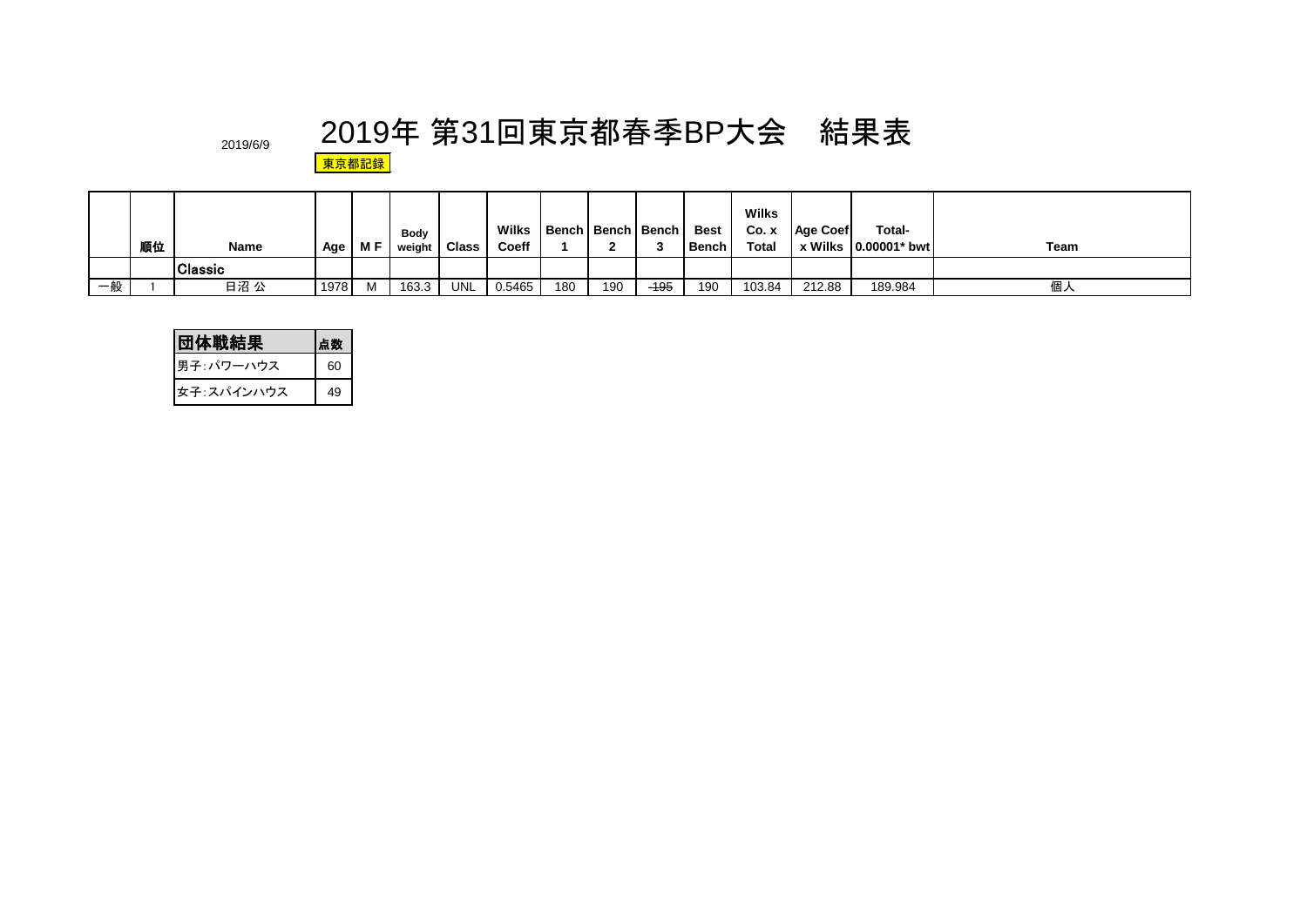2019/6/9

# 2019年 第31回東京都春季BP大会　結果表

東京都記録

| | 順位 | Name | Age | M F | Body weight | Class | Wilks Coeff | Bench 1 | Bench 2 | Bench 3 | Best Bench | Wilks Co. x Total | Age Coef x Wilks | Total-0.00001* bwt | Team |
|---|---|---|---|---|---|---|---|---|---|---|---|---|---|---|---|
| | | Classic | | | | | | | | | | | | | |
| 一般 | 1 | 日沼 公 | 1978 | M | 163.3 | UNL | 0.5465 | 180 | 190 | ~~195~~ | 190 | 103.84 | 212.88 | 189.984 | 個人 |

| 団体戦結果 | 点数 |
|---|---|
| 男子:パワーハウス | 60 |
| 女子:スパインハウス | 49 |